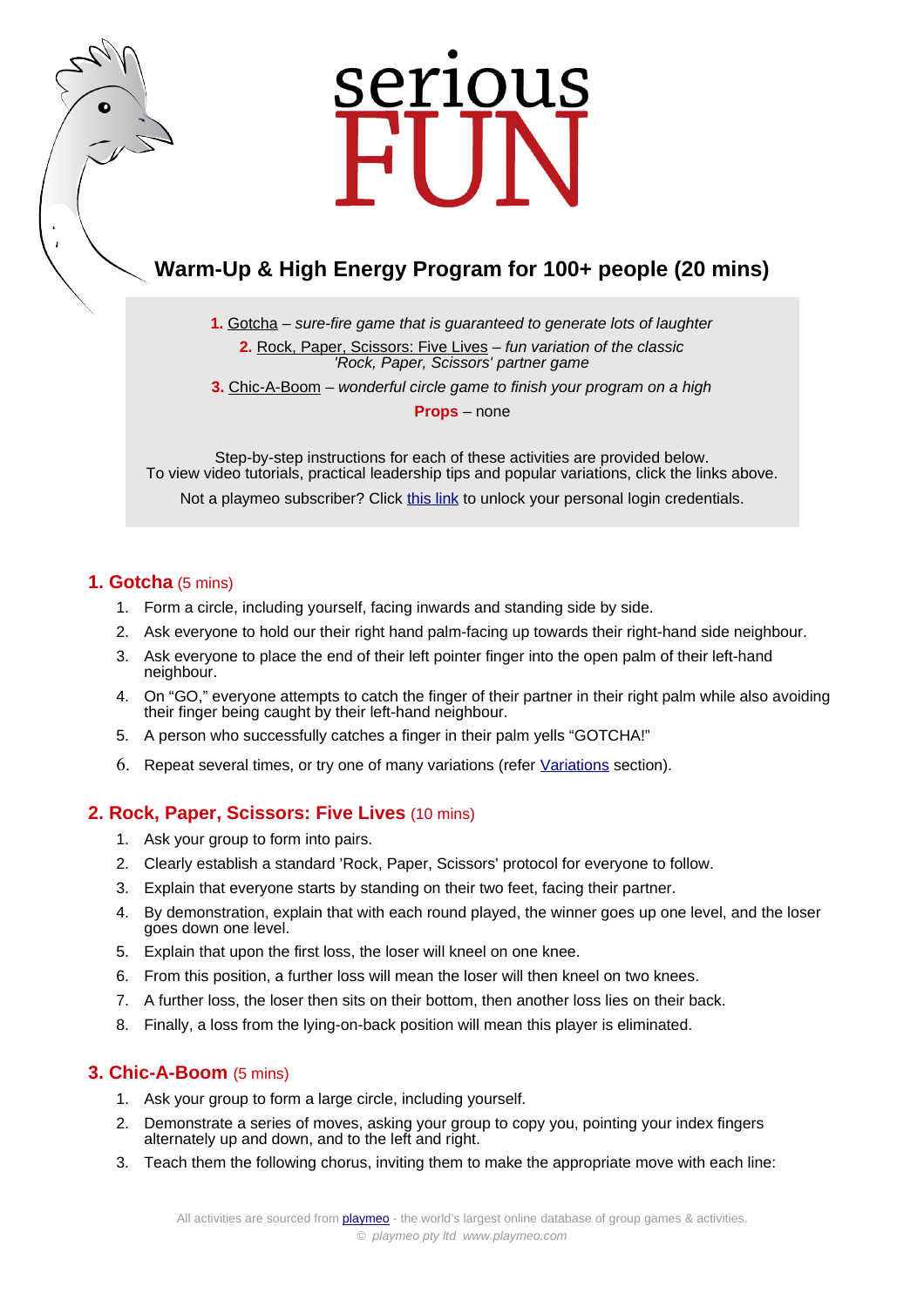# serious FUN

## Warm-Up & High Energy Program for 100+ people (20 mins)

**1.** Gotcha – *sure-fire game that is guaranteed to generate lots of laughter*

**2.** Rock, Paper, Scissors: Five Lives – *fun variation of the classic 'Rock, Paper, Scissors' partner game*

**3.** Chic-A-Boom – *wonderful circle game to finish your program on a high*

**Props** – none

Step-by-step instructions for each of these activities are provided below.
To view video tutorials, practical leadership tips and popular variations, click the links above.

Not a playmeo subscriber? Click this link to unlock your personal login credentials.

### 1. Gotcha (5 mins)

1. Form a circle, including yourself, facing inwards and standing side by side.
2. Ask everyone to hold our their right hand palm-facing up towards their right-hand side neighbour.
3. Ask everyone to place the end of their left pointer finger into the open palm of their left-hand neighbour.
4. On "GO," everyone attempts to catch the finger of their partner in their right palm while also avoiding their finger being caught by their left-hand neighbour.
5. A person who successfully catches a finger in their palm yells "GOTCHA!"
6. Repeat several times, or try one of many variations (refer Variations section).

### 2. Rock, Paper, Scissors: Five Lives (10 mins)

1. Ask your group to form into pairs.
2. Clearly establish a standard 'Rock, Paper, Scissors' protocol for everyone to follow.
3. Explain that everyone starts by standing on their two feet, facing their partner.
4. By demonstration, explain that with each round played, the winner goes up one level, and the loser goes down one level.
5. Explain that upon the first loss, the loser will kneel on one knee.
6. From this position, a further loss will mean the loser will then kneel on two knees.
7. A further loss, the loser then sits on their bottom, then another loss lies on their back.
8. Finally, a loss from the lying-on-back position will mean this player is eliminated.

### 3. Chic-A-Boom (5 mins)

1. Ask your group to form a large circle, including yourself.
2. Demonstrate a series of moves, asking your group to copy you, pointing your index fingers alternately up and down, and to the left and right.
3. Teach them the following chorus, inviting them to make the appropriate move with each line:

All activities are sourced from playmeo - the world's largest online database of group games & activities.
© *playmeo pty ltd www.playmeo.com*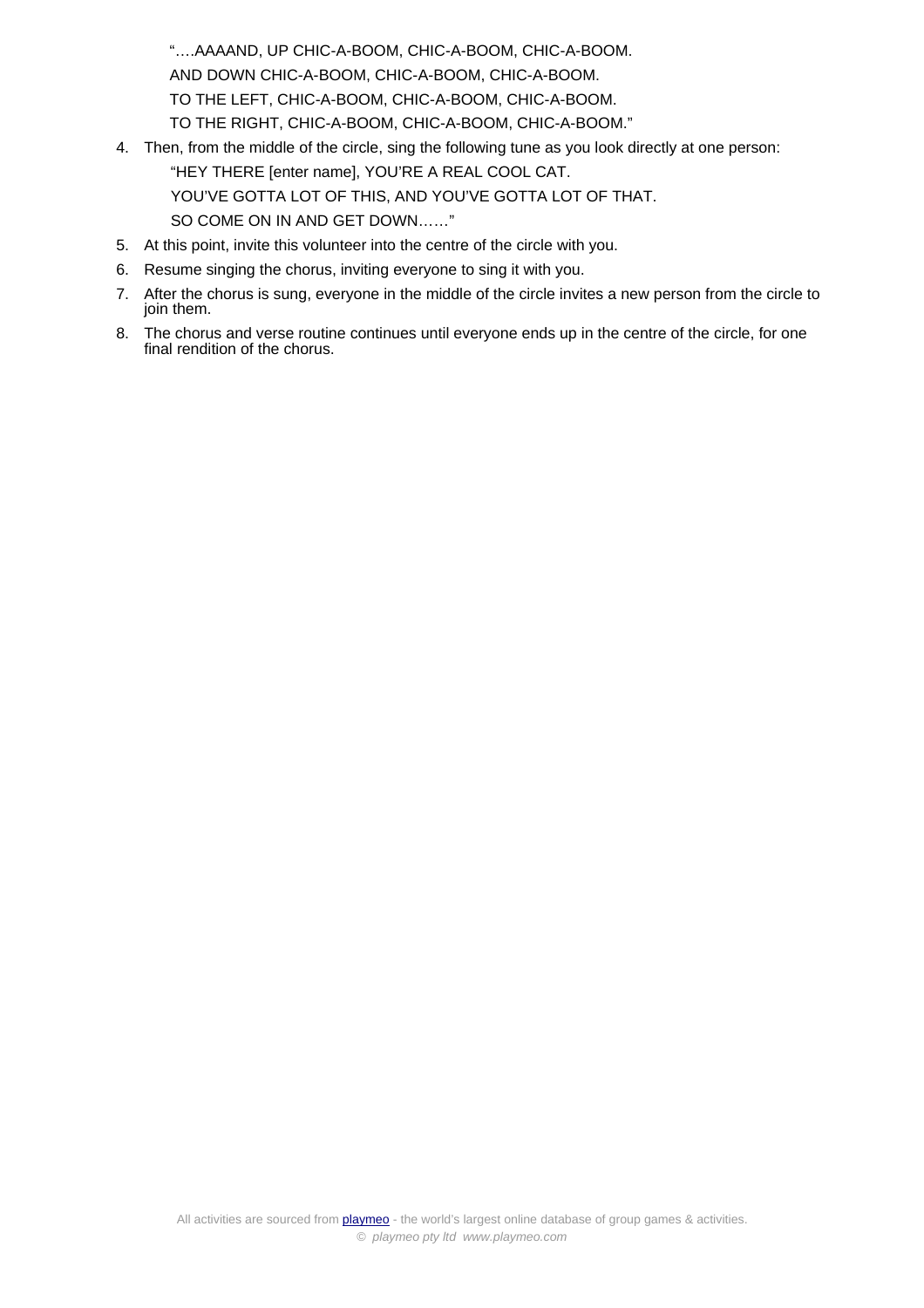"….AAAAND, UP CHIC-A-BOOM, CHIC-A-BOOM, CHIC-A-BOOM.

AND DOWN CHIC-A-BOOM, CHIC-A-BOOM, CHIC-A-BOOM.

TO THE LEFT, CHIC-A-BOOM, CHIC-A-BOOM, CHIC-A-BOOM.

TO THE RIGHT, CHIC-A-BOOM, CHIC-A-BOOM, CHIC-A-BOOM."

4. Then, from the middle of the circle, sing the following tune as you look directly at one person:

   "HEY THERE [enter name], YOU'RE A REAL COOL CAT.

   YOU'VE GOTTA LOT OF THIS, AND YOU'VE GOTTA LOT OF THAT.

   SO COME ON IN AND GET DOWN……"

5. At this point, invite this volunteer into the centre of the circle with you.
6. Resume singing the chorus, inviting everyone to sing it with you.
7. After the chorus is sung, everyone in the middle of the circle invites a new person from the circle to join them.
8. The chorus and verse routine continues until everyone ends up in the centre of the circle, for one final rendition of the chorus.

All activities are sourced from playmeo - the world's largest online database of group games & activities.
*© playmeo pty ltd www.playmeo.com*